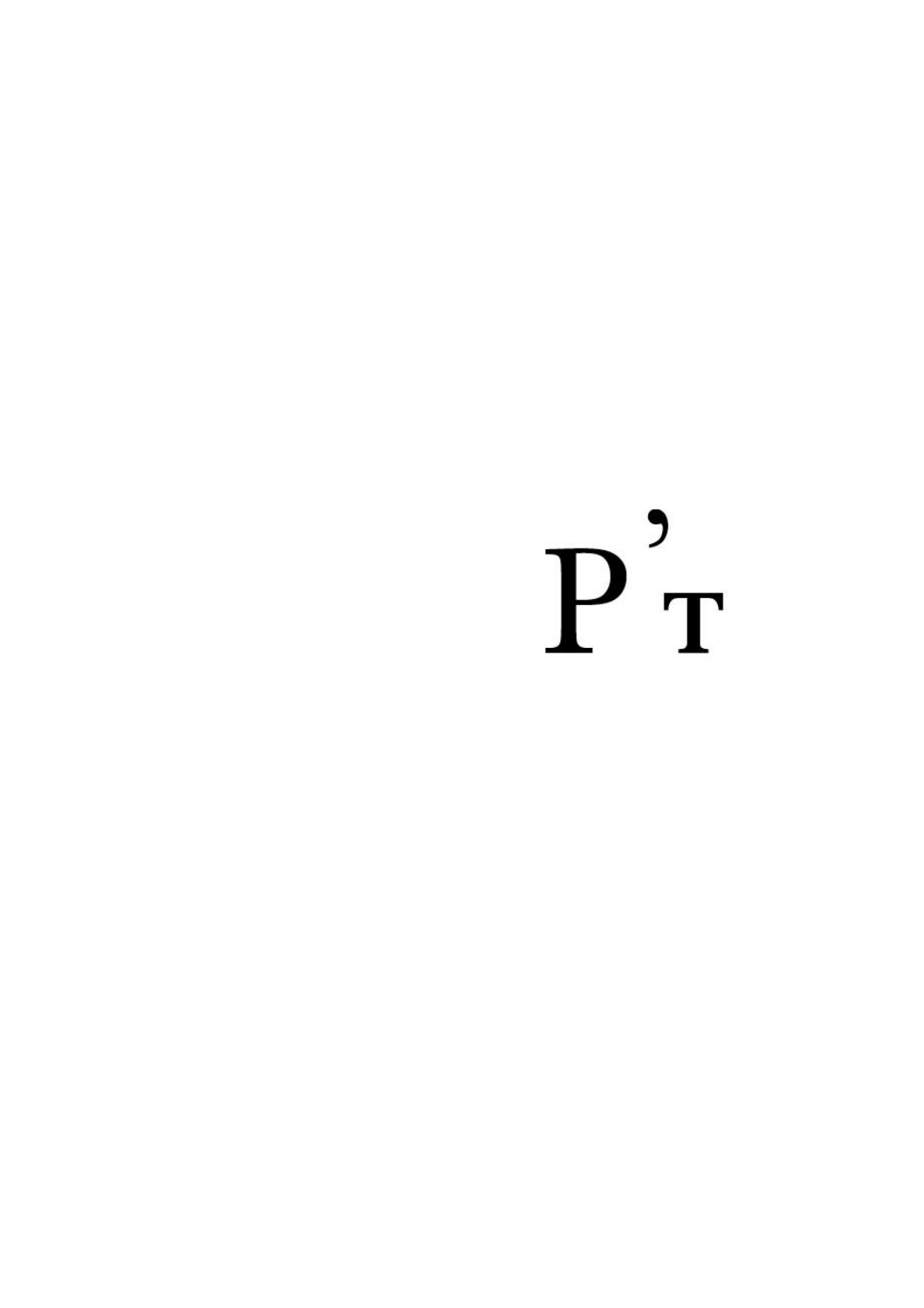P’T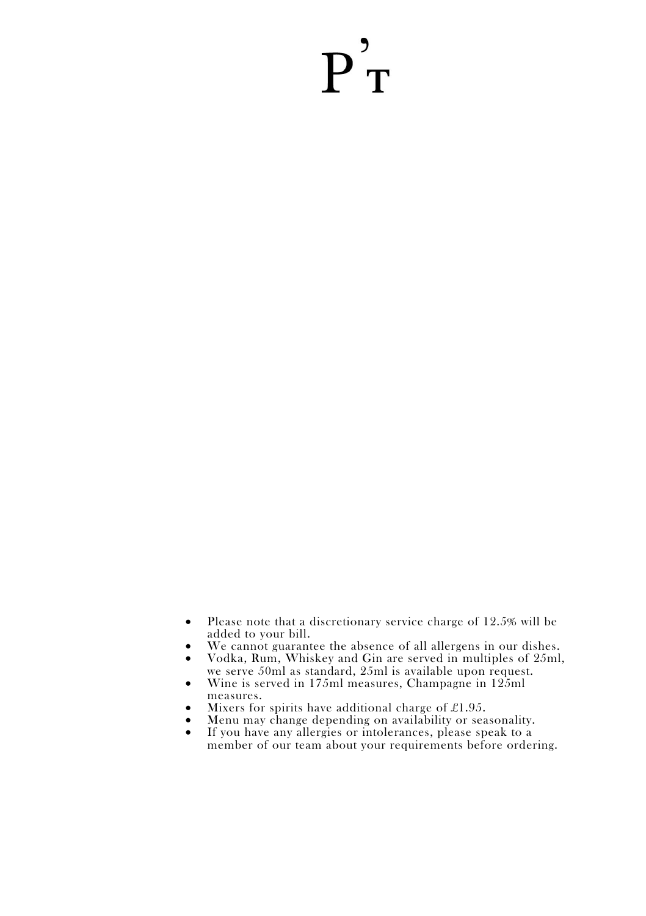# P'T

- Please note that a discretionary service charge of 12.5% will be added to your bill.
- We cannot guarantee the absence of all allergens in our dishes.
- Vodka, Rum, Whiskey and Gin are served in multiples of 25ml, we serve 50ml as standard, 25ml is available upon request.
- Wine is served in 175ml measures, Champagne in 125ml measures.
- Mixers for spirits have additional charge of £1.95.
- Menu may change depending on availability or seasonality.
- If you have any allergies or intolerances, please speak to a member of our team about your requirements before ordering.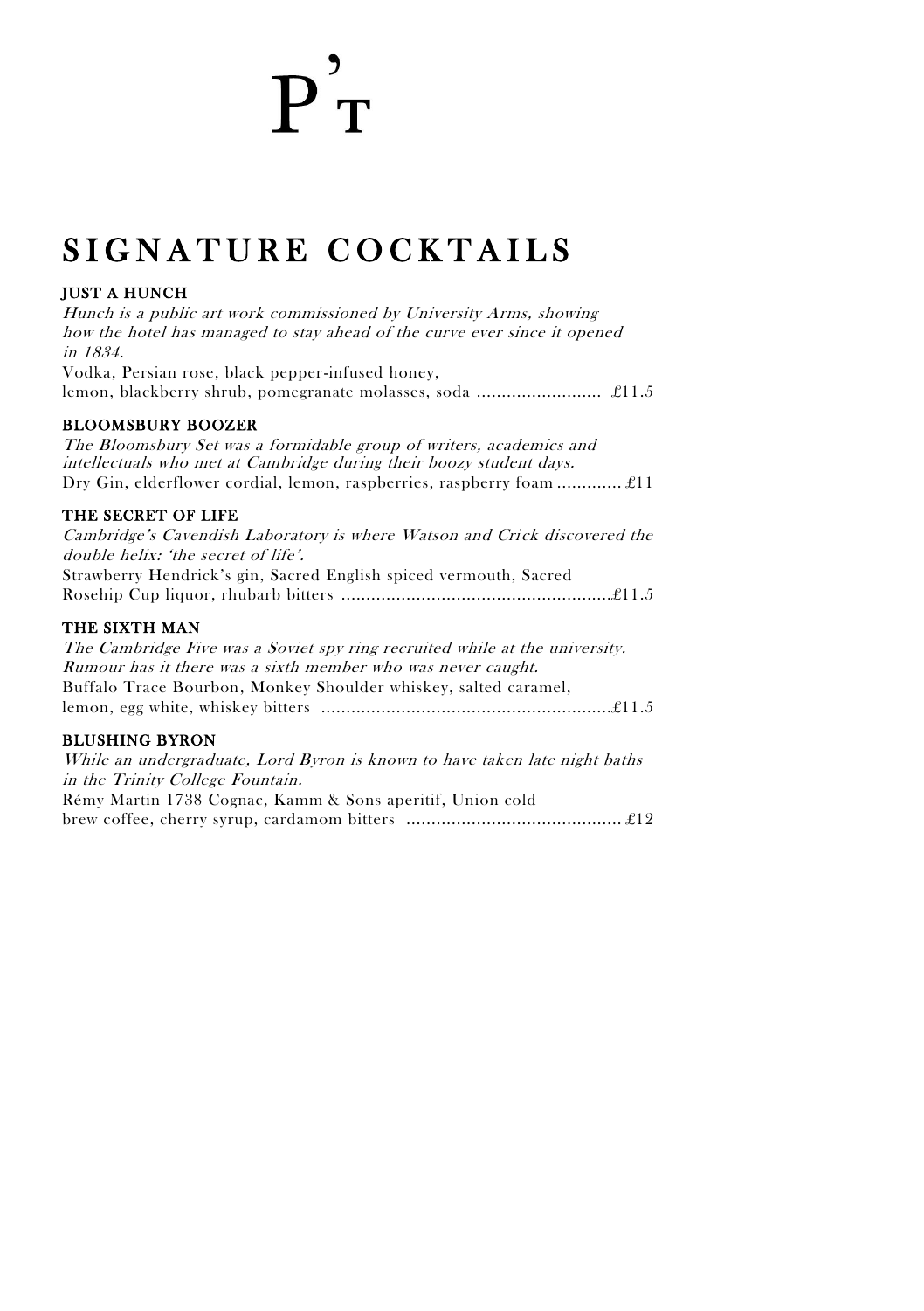# P'T

## SIGNATURE COCKTAILS

### JUST A HUNCH

*Hunch is a public art work commissioned by University Arms, showing how the hotel has managed to stay ahead of the curve ever since it opened in 1834.*

Vodka, Persian rose, black pepper-infused honey, lemon, blackberry shrub, pomegranate molasses, soda ......................... £11.5

### BLOOMSBURY BOOZER

*The Bloomsbury Set was a formidable group of writers, academics and intellectuals who met at Cambridge during their boozy student days.*

Dry Gin, elderflower cordial, lemon, raspberries, raspberry foam ............. £11

### THE SECRET OF LIFE

*Cambridge's Cavendish Laboratory is where Watson and Crick discovered the double helix: 'the secret of life'.*

Strawberry Hendrick's gin, Sacred English spiced vermouth, Sacred Rosehip Cup liquor, rhubarb bitters ......................................................£11.5

### THE SIXTH MAN

*The Cambridge Five was a Soviet spy ring recruited while at the university. Rumour has it there was a sixth member who was never caught.*

Buffalo Trace Bourbon, Monkey Shoulder whiskey, salted caramel, lemon, egg white, whiskey bitters ..........................................................£11.5

### BLUSHING BYRON

*While an undergraduate, Lord Byron is known to have taken late night baths in the Trinity College Fountain.*

Rémy Martin 1738 Cognac, Kamm & Sons aperitif, Union cold brew coffee, cherry syrup, cardamom bitters ........................................... £12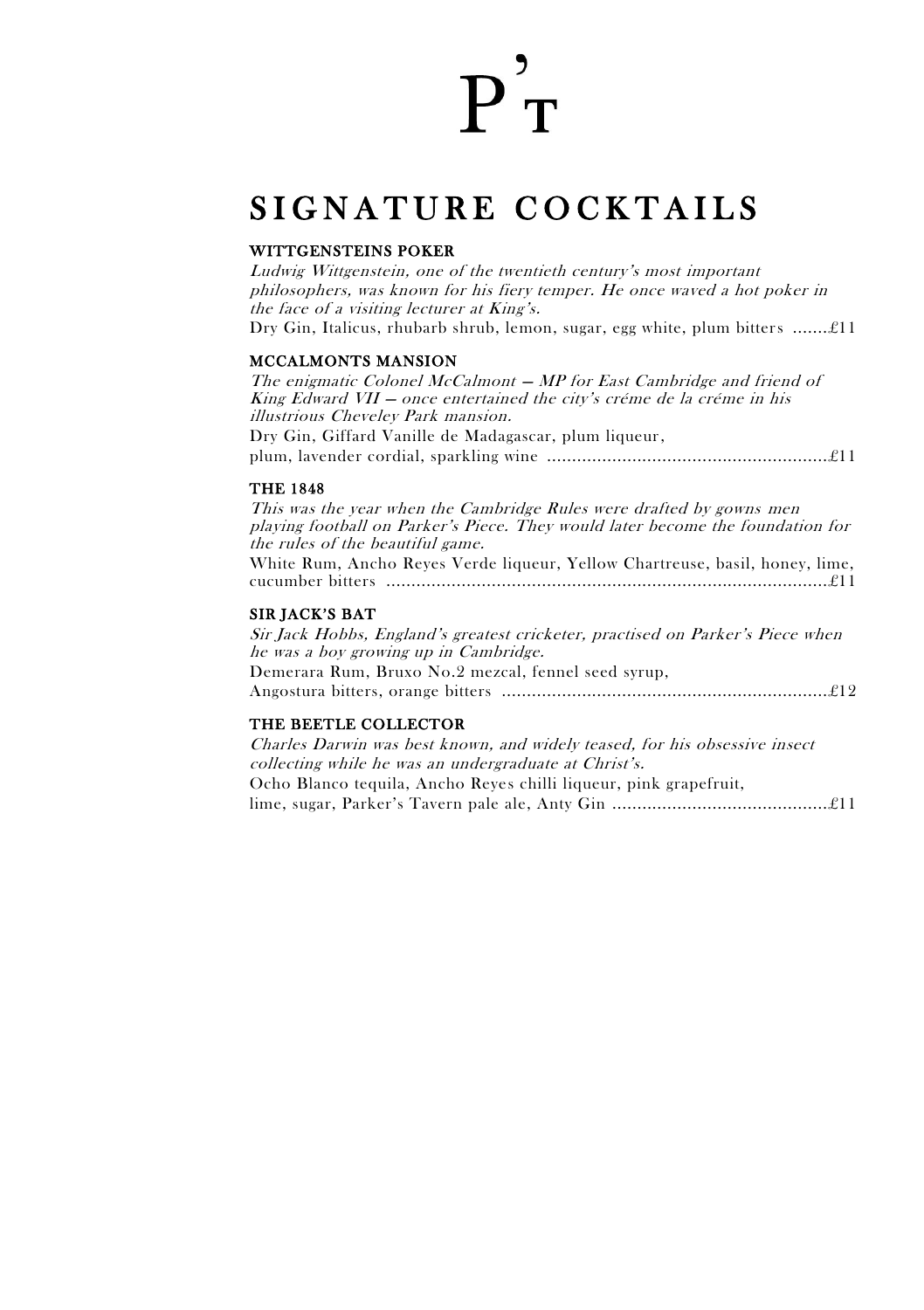# P'T

## SIGNATURE COCKTAILS

### WITTGENSTEINS POKER

*Ludwig Wittgenstein, one of the twentieth century's most important philosophers, was known for his fiery temper. He once waved a hot poker in the face of a visiting lecturer at King's.*

Dry Gin, Italicus, rhubarb shrub, lemon, sugar, egg white, plum bitters ........£11

### MCCALMONTS MANSION

*The enigmatic Colonel McCalmont — MP for East Cambridge and friend of King Edward VII — once entertained the city's créme de la créme in his illustrious Cheveley Park mansion.*

Dry Gin, Giffard Vanille de Madagascar, plum liqueur, plum, lavender cordial, sparkling wine ........................................................£11

### THE 1848

*This was the year when the Cambridge Rules were drafted by gowns men playing football on Parker's Piece. They would later become the foundation for the rules of the beautiful game.*

White Rum, Ancho Reyes Verde liqueur, Yellow Chartreuse, basil, honey, lime, cucumber bitters ........................................................................................£11

### SIR JACK'S BAT

*Sir Jack Hobbs, England's greatest cricketer, practised on Parker's Piece when he was a boy growing up in Cambridge.*

Demerara Rum, Bruxo No.2 mezcal, fennel seed syrup, Angostura bitters, orange bitters .................................................................£12

### THE BEETLE COLLECTOR

*Charles Darwin was best known, and widely teased, for his obsessive insect collecting while he was an undergraduate at Christ's.*

Ocho Blanco tequila, Ancho Reyes chilli liqueur, pink grapefruit, lime, sugar, Parker's Tavern pale ale, Anty Gin ...........................................£11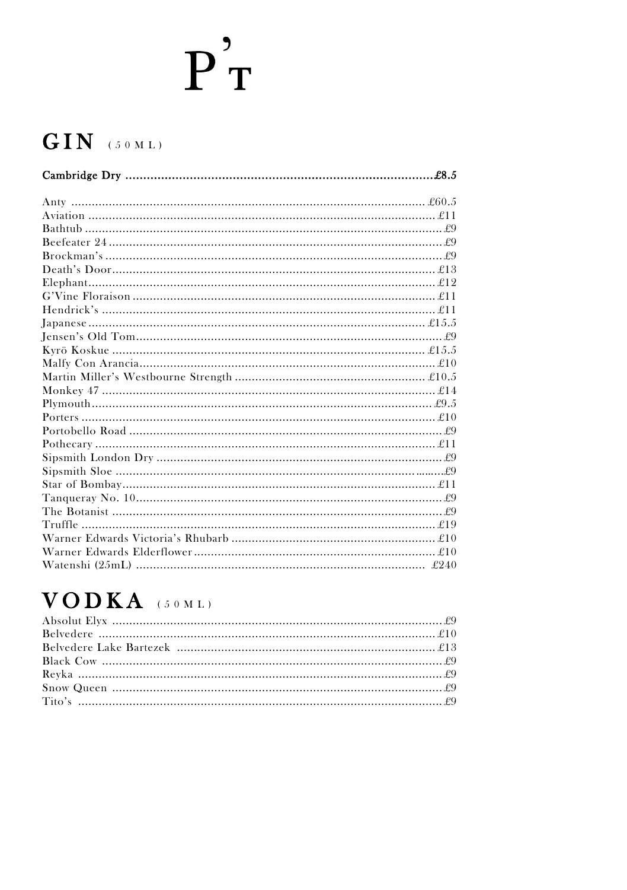# P'T

## GIN (50ML)

**Cambridge Dry ........................................................................................£8.5**

Anty ........................................................................................ £60.5
Aviation ........................................................................................ £11
Bathtub ........................................................................................ £9
Beefeater 24 ........................................................................................ £9
Brockman's ........................................................................................ £9
Death's Door ........................................................................................ £13
Elephant ........................................................................................ £12
G'Vine Floraison ........................................................................................ £11
Hendrick's ........................................................................................ £11
Japanese ........................................................................................ £15.5
Jensen's Old Tom ........................................................................................ £9
Kyrö Koskue ........................................................................................ £15.5
Malfy Con Arancia ........................................................................................ £10
Martin Miller's Westbourne Strength ........................................................................................ £10.5
Monkey 47 ........................................................................................ £14
Plymouth ........................................................................................ £9.5
Porters ........................................................................................ £10
Portobello Road ........................................................................................ £9
Pothecary ........................................................................................ £11
Sipsmith London Dry ........................................................................................ £9
Sipsmith Sloe ........................................................................................ £9
Star of Bombay ........................................................................................ £11
Tanqueray No. 10 ........................................................................................ £9
The Botanist ........................................................................................ £9
Truffle ........................................................................................ £19
Warner Edwards Victoria's Rhubarb ........................................................................................ £10
Warner Edwards Elderflower ........................................................................................ £10
Watenshi (25mL) ........................................................................................ £240

## VODKA (50ML)

Absolut Elyx ........................................................................................ £9
Belvedere ........................................................................................ £10
Belvedere Lake Bartezek ........................................................................................ £13
Black Cow ........................................................................................ £9
Reyka ........................................................................................ £9
Snow Queen ........................................................................................ £9
Tito's ........................................................................................ £9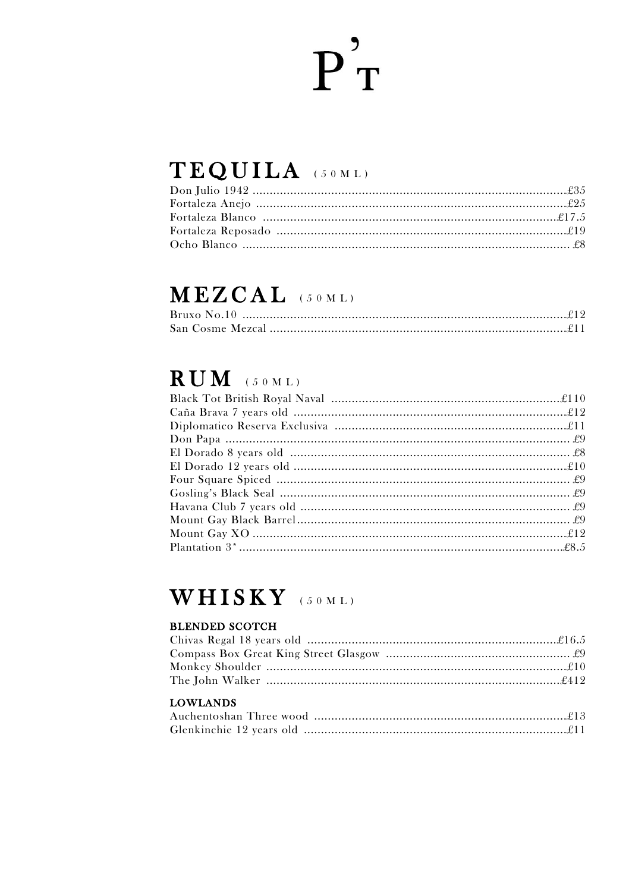# P'T

## TEQUILA (50ML)

Don Julio 1942 .......... £35
Fortaleza Anejo .......... £25
Fortaleza Blanco .......... £17.5
Fortaleza Reposado .......... £19
Ocho Blanco .......... £8

## MEZCAL (50ML)

Bruxo No.10 .......... £12
San Cosme Mezcal .......... £11

## RUM (50ML)

Black Tot British Royal Naval .......... £110
Caña Brava 7 years old .......... £12
Diplomatico Reserva Exclusiva .......... £11
Don Papa .......... £9
El Dorado 8 years old .......... £8
El Dorado 12 years old .......... £10
Four Square Spiced .......... £9
Gosling's Black Seal .......... £9
Havana Club 7 years old .......... £9
Mount Gay Black Barrel .......... £9
Mount Gay XO .......... £12
Plantation 3* .......... £8.5

## WHISKY (50ML)

### BLENDED SCOTCH

Chivas Regal 18 years old .......... £16.5
Compass Box Great King Street Glasgow .......... £9
Monkey Shoulder .......... £10
The John Walker .......... £412

### LOWLANDS

Auchentoshan Three wood .......... £13
Glenkinchie 12 years old .......... £11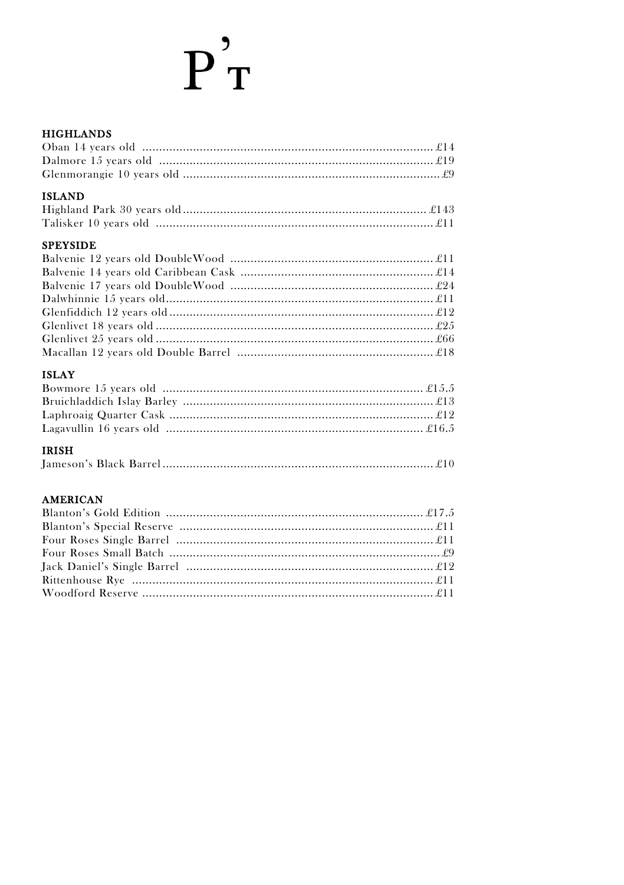# P'T

## HIGHLANDS

Oban 14 years old ........................................................................................ £14
Dalmore 15 years old .................................................................................. £19
Glenmorangie 10 years old ............................................................................ £9

## ISLAND

Highland Park 30 years old ......................................................................... £143
Talisker 10 years old ................................................................................... £11

## SPEYSIDE

Balvenie 12 years old DoubleWood ............................................................. £11
Balvenie 14 years old Caribbean Cask ......................................................... £14
Balvenie 17 years old DoubleWood ............................................................. £24
Dalwhinnie 15 years old ............................................................................... £11
Glenfiddich 12 years old .............................................................................. £12
Glenlivet 18 years old .................................................................................. £25
Glenlivet 25 years old .................................................................................. £66
Macallan 12 years old Double Barrel ........................................................... £18

## ISLAY

Bowmore 15 years old .............................................................................. £15.5
Bruichladdich Islay Barley .......................................................................... £13
Laphroaig Quarter Cask .............................................................................. £12
Lagavullin 16 years old ............................................................................. £16.5

## IRISH

Jameson's Black Barrel ................................................................................ £10

## AMERICAN

Blanton's Gold Edition .............................................................................. £17.5
Blanton's Special Reserve ........................................................................... £11
Four Roses Single Barrel ............................................................................. £11
Four Roses Small Batch ................................................................................ £9
Jack Daniel's Single Barrel .......................................................................... £12
Rittenhouse Rye .......................................................................................... £11
Woodford Reserve ....................................................................................... £11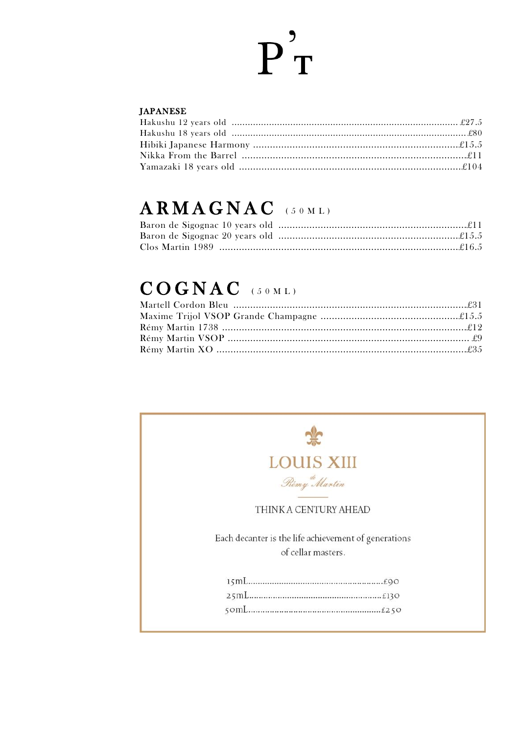# P'T

### JAPANESE

Hakushu 12 years old .......... £27.5
Hakushu 18 years old .......... £80
Hibiki Japanese Harmony .......... £15.5
Nikka From the Barrel .......... £11
Yamazaki 18 years old .......... £104

## ARMAGNAC (50ML)

Baron de Sigognac 10 years old .......... £11
Baron de Sigognac 20 years old .......... £15.5
Clos Martin 1989 .......... £16.5

## COGNAC (50ML)

Martell Cordon Bleu .......... £31
Maxime Trijol VSOP Grande Champagne .......... £15.5
Rémy Martin 1738 .......... £12
Rémy Martin VSOP .......... £9
Rémy Martin XO .......... £35

## LOUIS XIII

*Rémy Martin*

THINK A CENTURY AHEAD

Each decanter is the life achievement of generations of cellar masters.

15mL.......... £90
25mL.......... £130
50mL.......... £250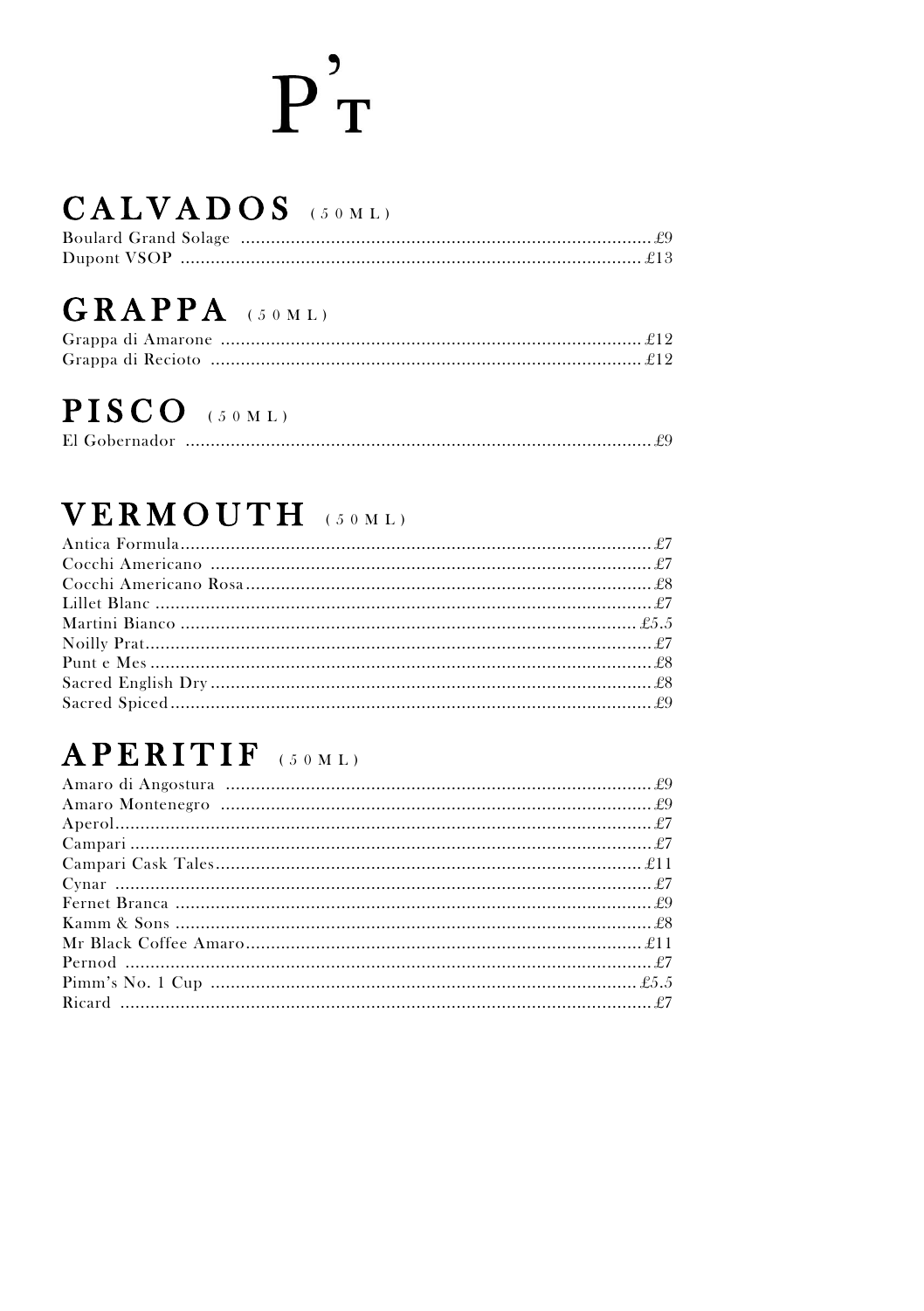# P'T

## CALVADOS (50ML)

Boulard Grand Solage ..... £9
Dupont VSOP ..... £13

## GRAPPA (50ML)

Grappa di Amarone ..... £12
Grappa di Recioto ..... £12

## PISCO (50ML)

El Gobernador ..... £9

## VERMOUTH (50ML)

Antica Formula ..... £7
Cocchi Americano ..... £7
Cocchi Americano Rosa ..... £8
Lillet Blanc ..... £7
Martini Bianco ..... £5.5
Noilly Prat ..... £7
Punt e Mes ..... £8
Sacred English Dry ..... £8
Sacred Spiced ..... £9

## APERITIF (50ML)

Amaro di Angostura ..... £9
Amaro Montenegro ..... £9
Aperol ..... £7
Campari ..... £7
Campari Cask Tales ..... £11
Cynar ..... £7
Fernet Branca ..... £9
Kamm & Sons ..... £8
Mr Black Coffee Amaro ..... £11
Pernod ..... £7
Pimm's No. 1 Cup ..... £5.5
Ricard ..... £7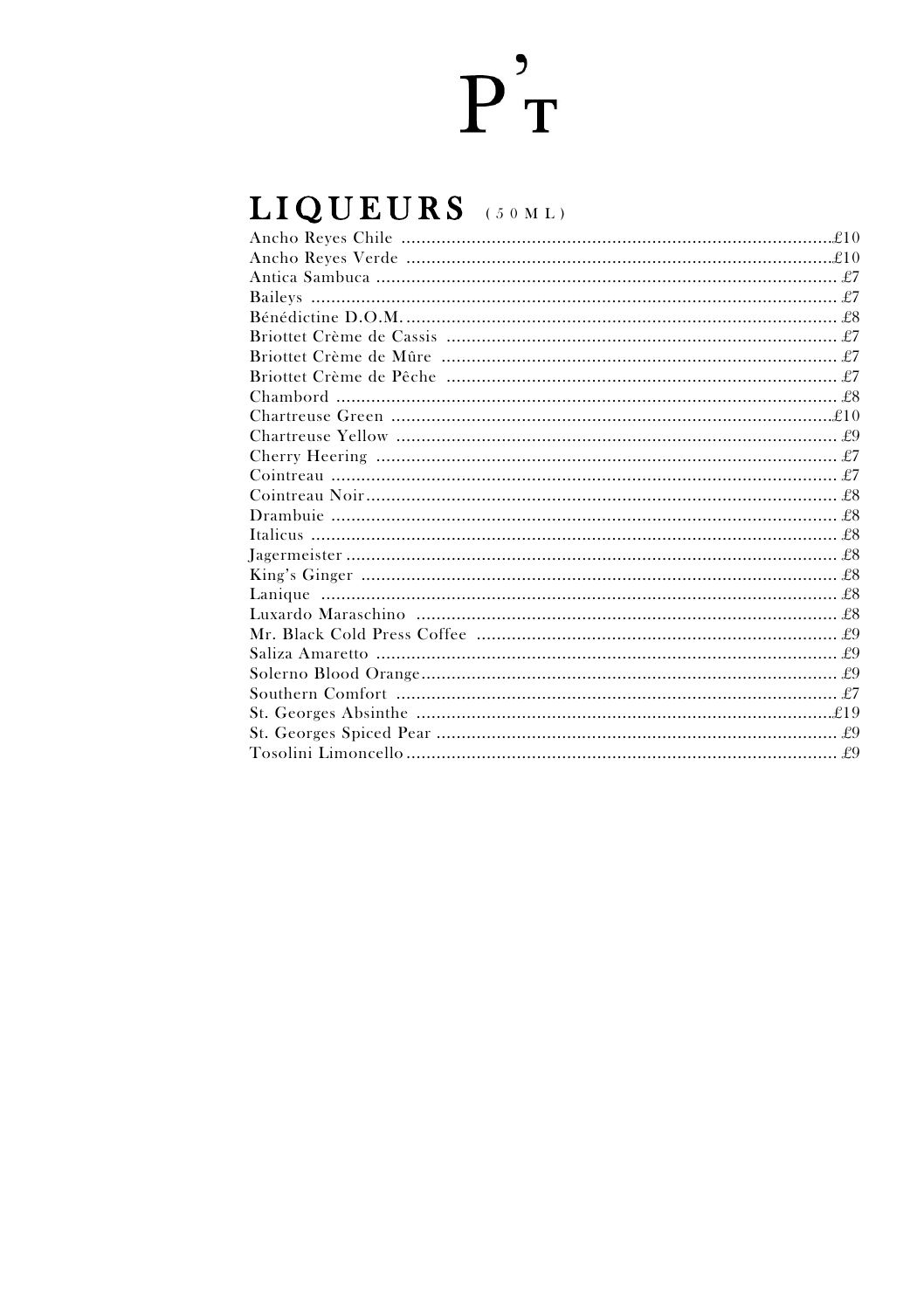# P'T

## LIQUEURS (50ML)

| Item | Price |
| --- | --- |
| Ancho Reyes Chile | £10 |
| Ancho Reyes Verde | £10 |
| Antica Sambuca | £7 |
| Baileys | £7 |
| Bénédictine D.O.M. | £8 |
| Briottet Crème de Cassis | £7 |
| Briottet Crème de Mûre | £7 |
| Briottet Crème de Pêche | £7 |
| Chambord | £8 |
| Chartreuse Green | £10 |
| Chartreuse Yellow | £9 |
| Cherry Heering | £7 |
| Cointreau | £7 |
| Cointreau Noir | £8 |
| Drambuie | £8 |
| Italicus | £8 |
| Jagermeister | £8 |
| King's Ginger | £8 |
| Lanique | £8 |
| Luxardo Maraschino | £8 |
| Mr. Black Cold Press Coffee | £9 |
| Saliza Amaretto | £9 |
| Solerno Blood Orange | £9 |
| Southern Comfort | £7 |
| St. Georges Absinthe | £19 |
| St. Georges Spiced Pear | £9 |
| Tosolini Limoncello | £9 |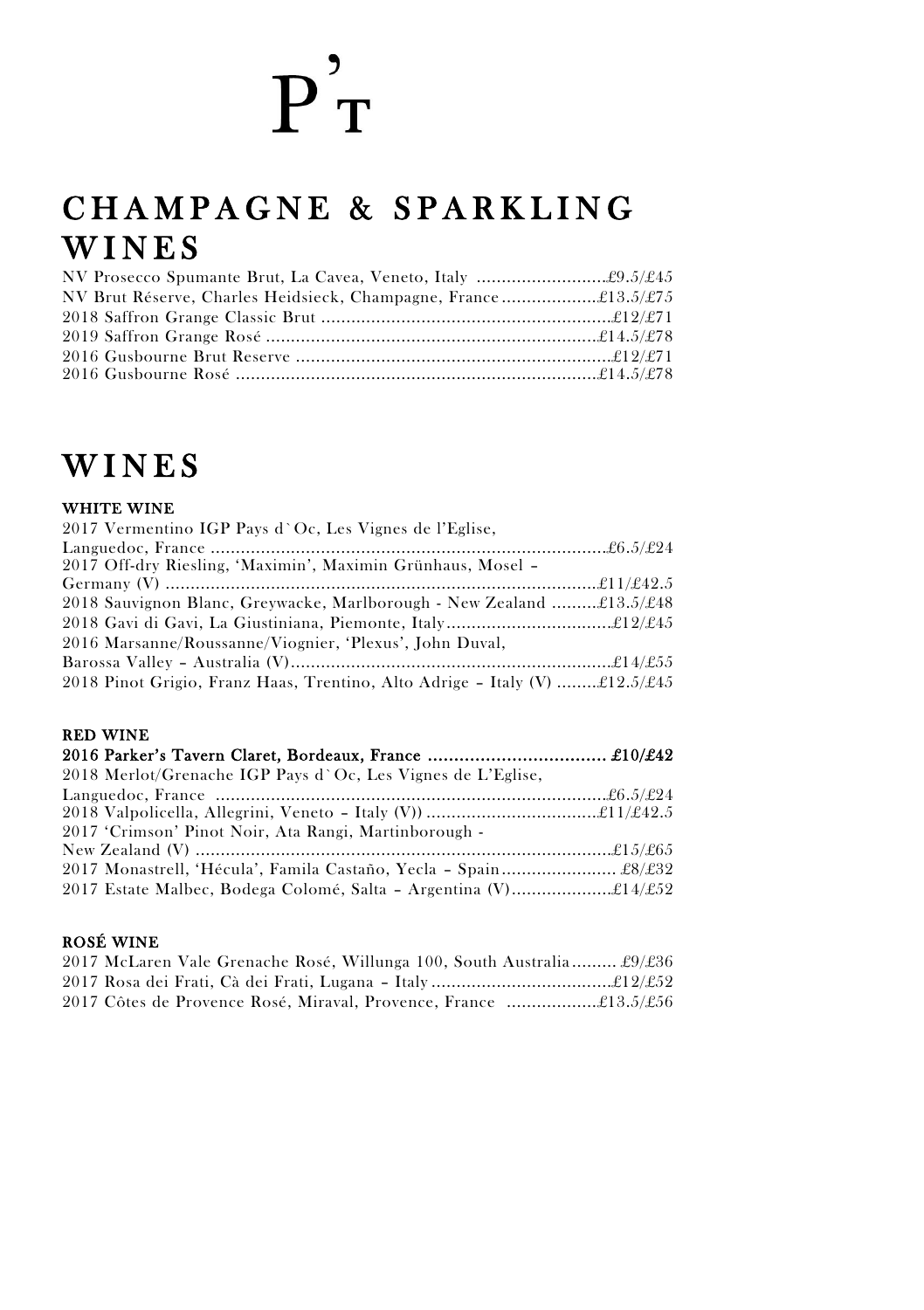# P'T

## CHAMPAGNE & SPARKLING WINES

NV Prosecco Spumante Brut, La Cavea, Veneto, Italy ..........................£9.5/£45
NV Brut Réserve, Charles Heidsieck, Champagne, France ....................£13.5/£75
2018 Saffron Grange Classic Brut ..........................................................£12/£71
2019 Saffron Grange Rosé ..................................................................£14.5/£78
2016 Gusbourne Brut Reserve ...............................................................£12/£71
2016 Gusbourne Rosé ........................................................................£14.5/£78

## WINES

### WHITE WINE

2017 Vermentino IGP Pays d`Oc, Les Vignes de l'Eglise, Languedoc, France ...............................................................................£6.5/£24
2017 Off-dry Riesling, 'Maximin', Maximin Grünhaus, Mosel – Germany (V) ......................................................................................£11/£42.5
2018 Sauvignon Blanc, Greywacke, Marlborough - New Zealand ..........£13.5/£48
2018 Gavi di Gavi, La Giustiniana, Piemonte, Italy.................................£12/£45
2016 Marsanne/Roussanne/Viognier, 'Plexus', John Duval, Barossa Valley – Australia (V)................................................................£14/£55
2018 Pinot Grigio, Franz Haas, Trentino, Alto Adrige – Italy (V) .........£12.5/£45

### RED WINE

**2016 Parker's Tavern Claret, Bordeaux, France .................................. £10/£42**
2018 Merlot/Grenache IGP Pays d`Oc, Les Vignes de L'Eglise, Languedoc, France ..............................................................................£6.5/£24
2018 Valpolicella, Allegrini, Veneto – Italy (V)) ...................................£11/£42.5
2017 'Crimson' Pinot Noir, Ata Rangi, Martinborough - New Zealand (V) ...................................................................................£15/£65
2017 Monastrell, 'Hécula', Famila Castaño, Yecla – Spain....................... £8/£32
2017 Estate Malbec, Bodega Colomé, Salta – Argentina (V)....................£14/£52

### ROSÉ WINE

2017 McLaren Vale Grenache Rosé, Willunga 100, South Australia......... £9/£36
2017 Rosa dei Frati, Cà dei Frati, Lugana – Italy ....................................£12/£52
2017 Côtes de Provence Rosé, Miraval, Provence, France ..................£13.5/£56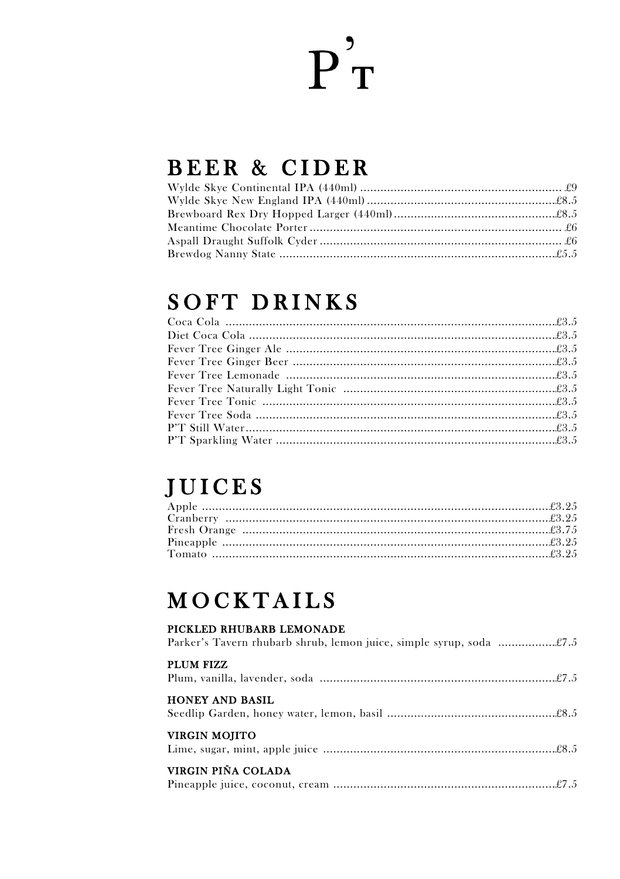# P'T

## BEER & CIDER

Wylde Skye Continental IPA (440ml) .......... £9
Wylde Skye New England IPA (440ml) .......... £8.5
Brewboard Rex Dry Hopped Larger (440ml) .......... £8.5
Meantime Chocolate Porter .......... £6
Aspall Draught Suffolk Cyder .......... £6
Brewdog Nanny State .......... £5.5

## SOFT DRINKS

Coca Cola .......... £3.5
Diet Coca Cola .......... £3.5
Fever Tree Ginger Ale .......... £3.5
Fever Tree Ginger Beer .......... £3.5
Fever Tree Lemonade .......... £3.5
Fever Tree Naturally Light Tonic .......... £3.5
Fever Tree Tonic .......... £3.5
Fever Tree Soda .......... £3.5
P'T Still Water .......... £3.5
P'T Sparkling Water .......... £3.5

## JUICES

Apple .......... £3.25
Cranberry .......... £3.25
Fresh Orange .......... £3.75
Pineapple .......... £3.25
Tomato .......... £3.25

## MOCKTAILS

**PICKLED RHUBARB LEMONADE**
Parker's Tavern rhubarb shrub, lemon juice, simple syrup, soda .......... £7.5

**PLUM FIZZ**
Plum, vanilla, lavender, soda .......... £7.5

**HONEY AND BASIL**
Seedlip Garden, honey water, lemon, basil .......... £8.5

**VIRGIN MOJITO**
Lime, sugar, mint, apple juice .......... £8.5

**VIRGIN PIÑA COLADA**
Pineapple juice, coconut, cream .......... £7.5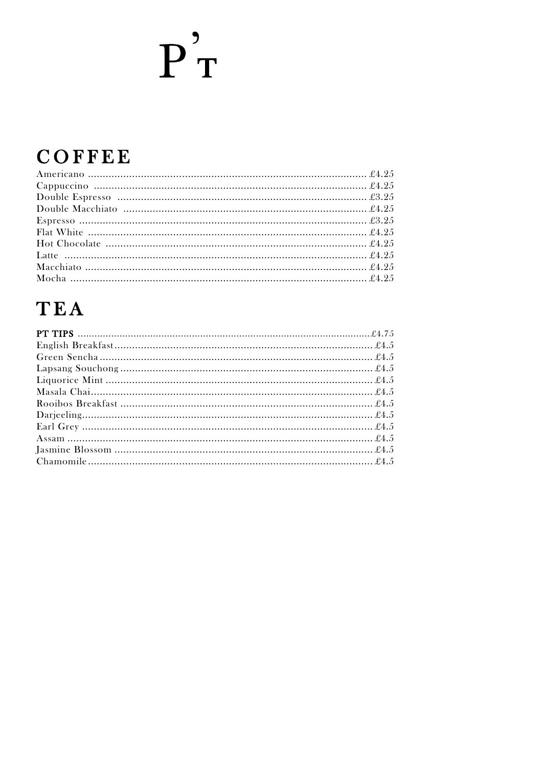# P'T

## COFFEE

| Item | Price |
| --- | --- |
| Americano | £4.25 |
| Cappuccino | £4.25 |
| Double Espresso | £3.25 |
| Double Macchiato | £4.25 |
| Espresso | £3.25 |
| Flat White | £4.25 |
| Hot Chocolate | £4.25 |
| Latte | £4.25 |
| Macchiato | £4.25 |
| Mocha | £4.25 |

## TEA

| Item | Price |
| --- | --- |
| **PT TIPS** | £4.75 |
| English Breakfast | £4.5 |
| Green Sencha | £4.5 |
| Lapsang Souchong | £4.5 |
| Liquorice Mint | £4.5 |
| Masala Chai | £4.5 |
| Rooibos Breakfast | £4.5 |
| Darjeeling | £4.5 |
| Earl Grey | £4.5 |
| Assam | £4.5 |
| Jasmine Blossom | £4.5 |
| Chamomile | £4.5 |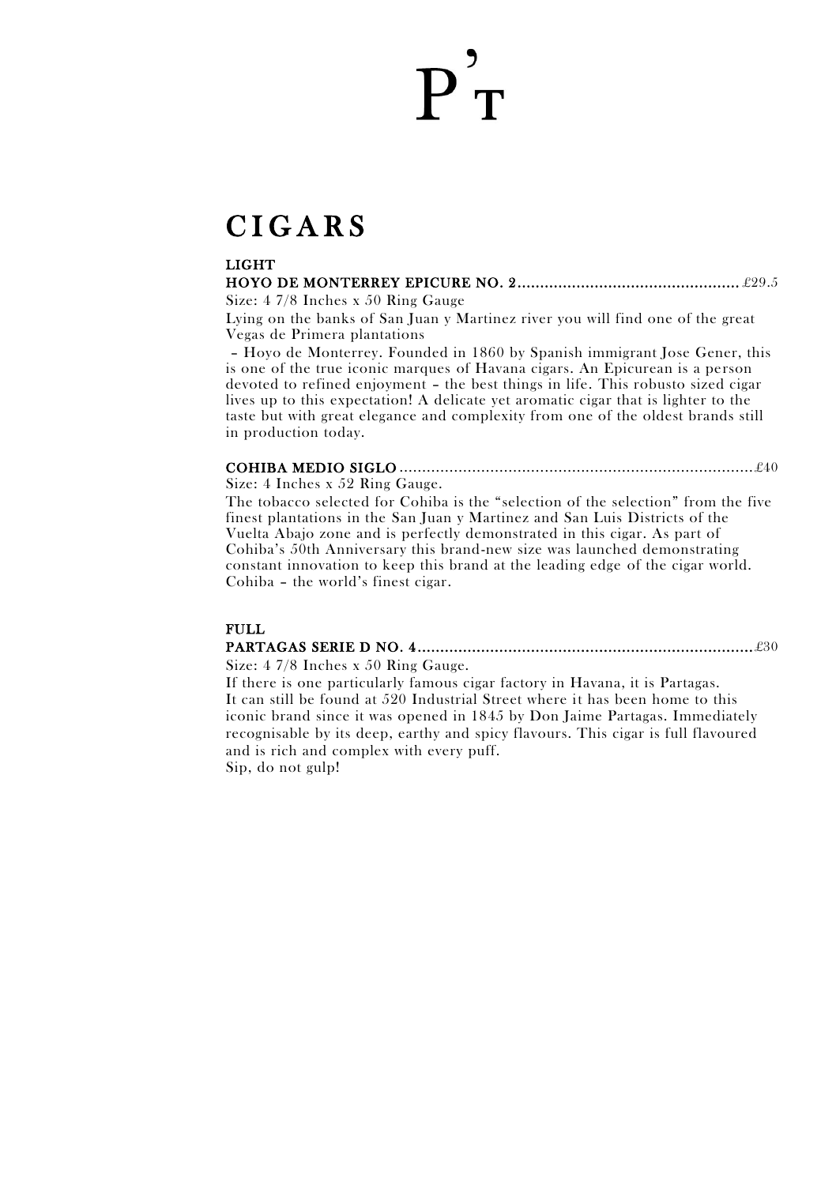# P'T

## CIGARS

### LIGHT

**HOYO DE MONTERREY EPICURE NO. 2**................................................ £29.5

Size: 4 7/8 Inches x 50 Ring Gauge

Lying on the banks of San Juan y Martinez river you will find one of the great Vegas de Primera plantations

– Hoyo de Monterrey. Founded in 1860 by Spanish immigrant Jose Gener, this is one of the true iconic marques of Havana cigars. An Epicurean is a person devoted to refined enjoyment – the best things in life. This robusto sized cigar lives up to this expectation! A delicate yet aromatic cigar that is lighter to the taste but with great elegance and complexity from one of the oldest brands still in production today.

**COHIBA MEDIO SIGLO**.............................................................................£40

Size: 4 Inches x 52 Ring Gauge.

The tobacco selected for Cohiba is the "selection of the selection" from the five finest plantations in the San Juan y Martinez and San Luis Districts of the Vuelta Abajo zone and is perfectly demonstrated in this cigar. As part of Cohiba's 50th Anniversary this brand-new size was launched demonstrating constant innovation to keep this brand at the leading edge of the cigar world. Cohiba – the world's finest cigar.

### FULL

**PARTAGAS SERIE D NO. 4**.........................................................................£30

Size: 4 7/8 Inches x 50 Ring Gauge.

If there is one particularly famous cigar factory in Havana, it is Partagas. It can still be found at 520 Industrial Street where it has been home to this iconic brand since it was opened in 1845 by Don Jaime Partagas. Immediately recognisable by its deep, earthy and spicy flavours. This cigar is full flavoured and is rich and complex with every puff.

Sip, do not gulp!